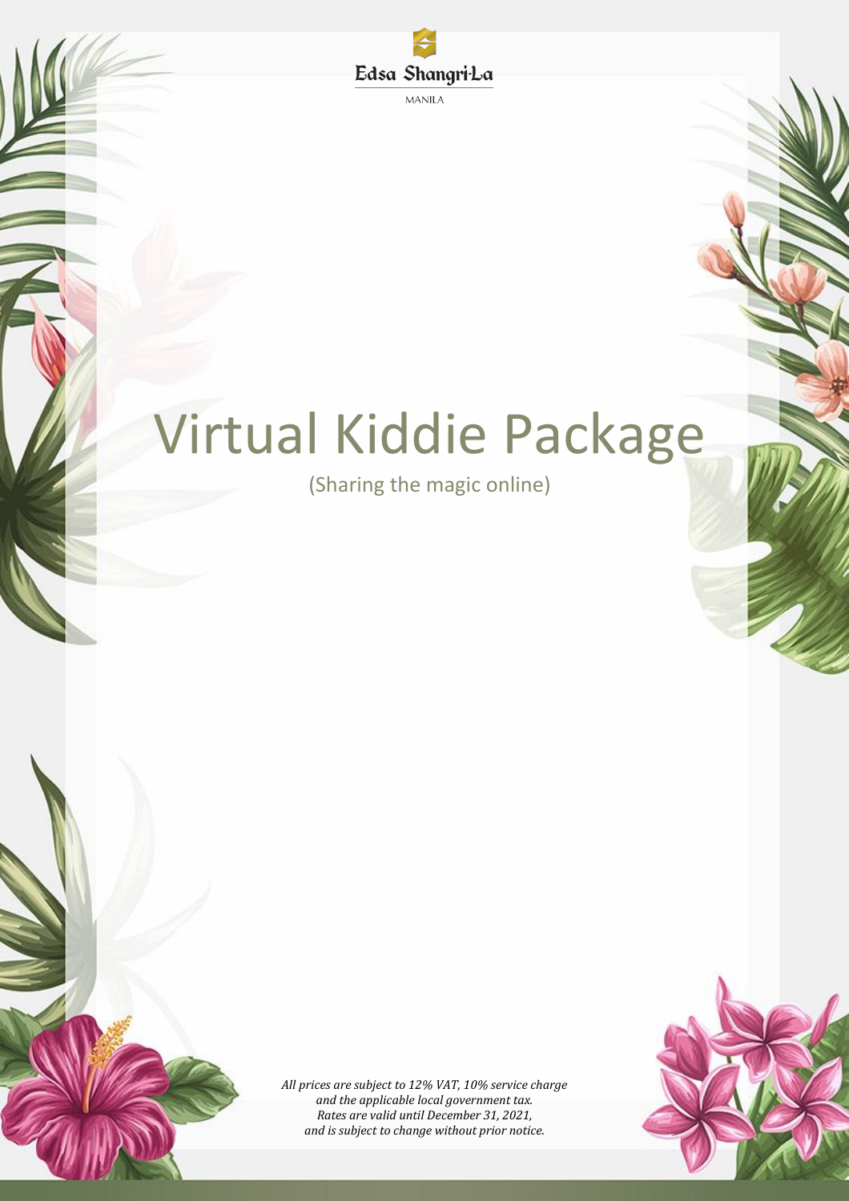Edsa Shangri-La

MANILA

# Virtual Kiddie Package

(Sharing the magic online)

*All prices are subject to 12% VAT, 10% service charge and the applicable local government tax. Rates are valid until December 31, 2021, and is subject to change without prior notice.*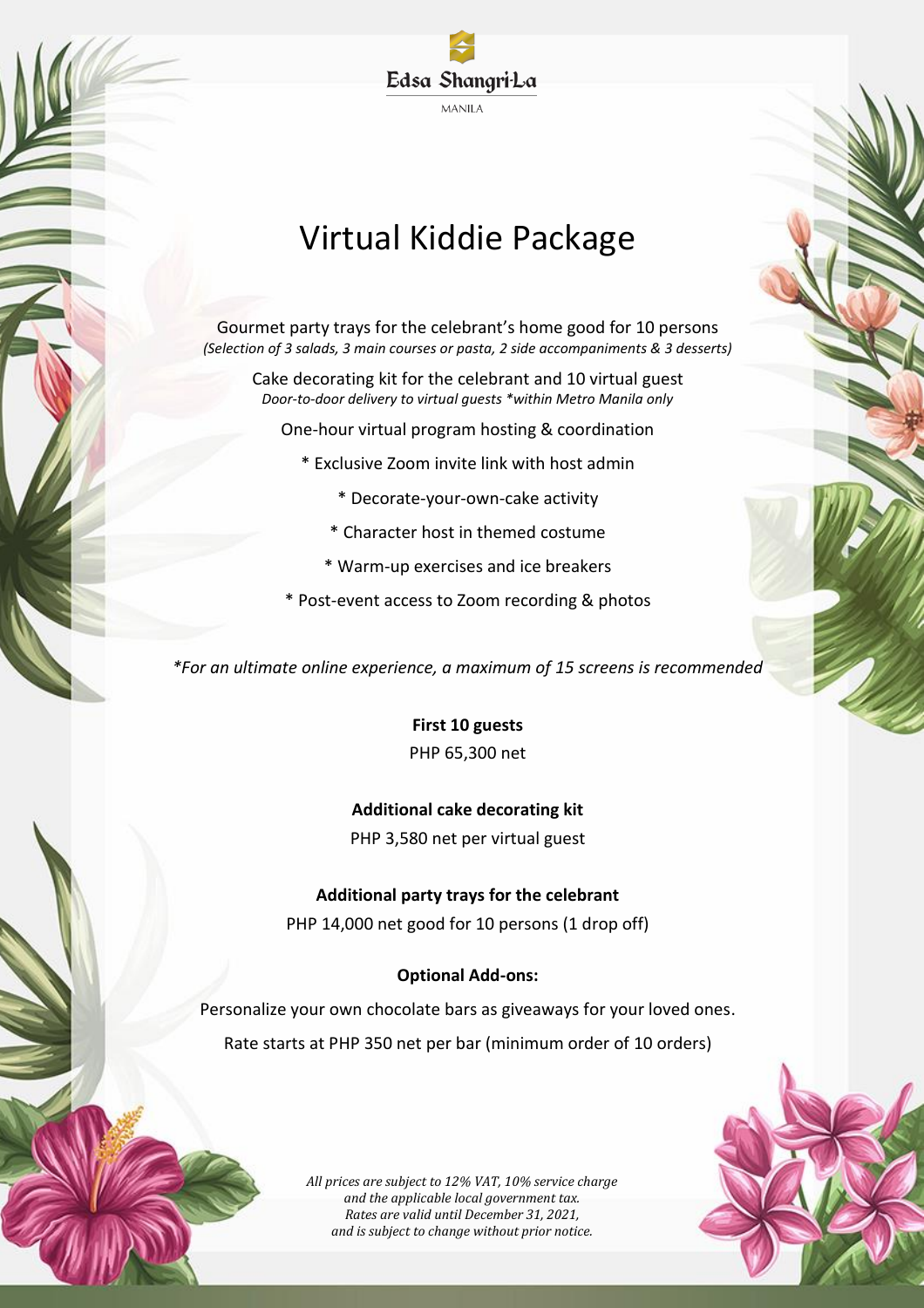Edsa Shangri-La

MANILA

# Virtual Kiddie Package

Gourmet party trays for the celebrant's home good for 10 persons
*(Selection of 3 salads, 3 main courses or pasta, 2 side accompaniments & 3 desserts)*

Cake decorating kit for the celebrant and 10 virtual guest
*Door-to-door delivery to virtual guests *within Metro Manila only*

One-hour virtual program hosting & coordination

* Exclusive Zoom invite link with host admin

* Decorate-your-own-cake activity

* Character host in themed costume

* Warm-up exercises and ice breakers

* Post-event access to Zoom recording & photos

**For an ultimate online experience, a maximum of 15 screens is recommended*

**First 10 guests**

PHP 65,300 net

**Additional cake decorating kit**

PHP 3,580 net per virtual guest

**Additional party trays for the celebrant**

PHP 14,000 net good for 10 persons (1 drop off)

**Optional Add-ons:**

Personalize your own chocolate bars as giveaways for your loved ones.

Rate starts at PHP 350 net per bar (minimum order of 10 orders)

*All prices are subject to 12% VAT, 10% service charge and the applicable local government tax. Rates are valid until December 31, 2021, and is subject to change without prior notice.*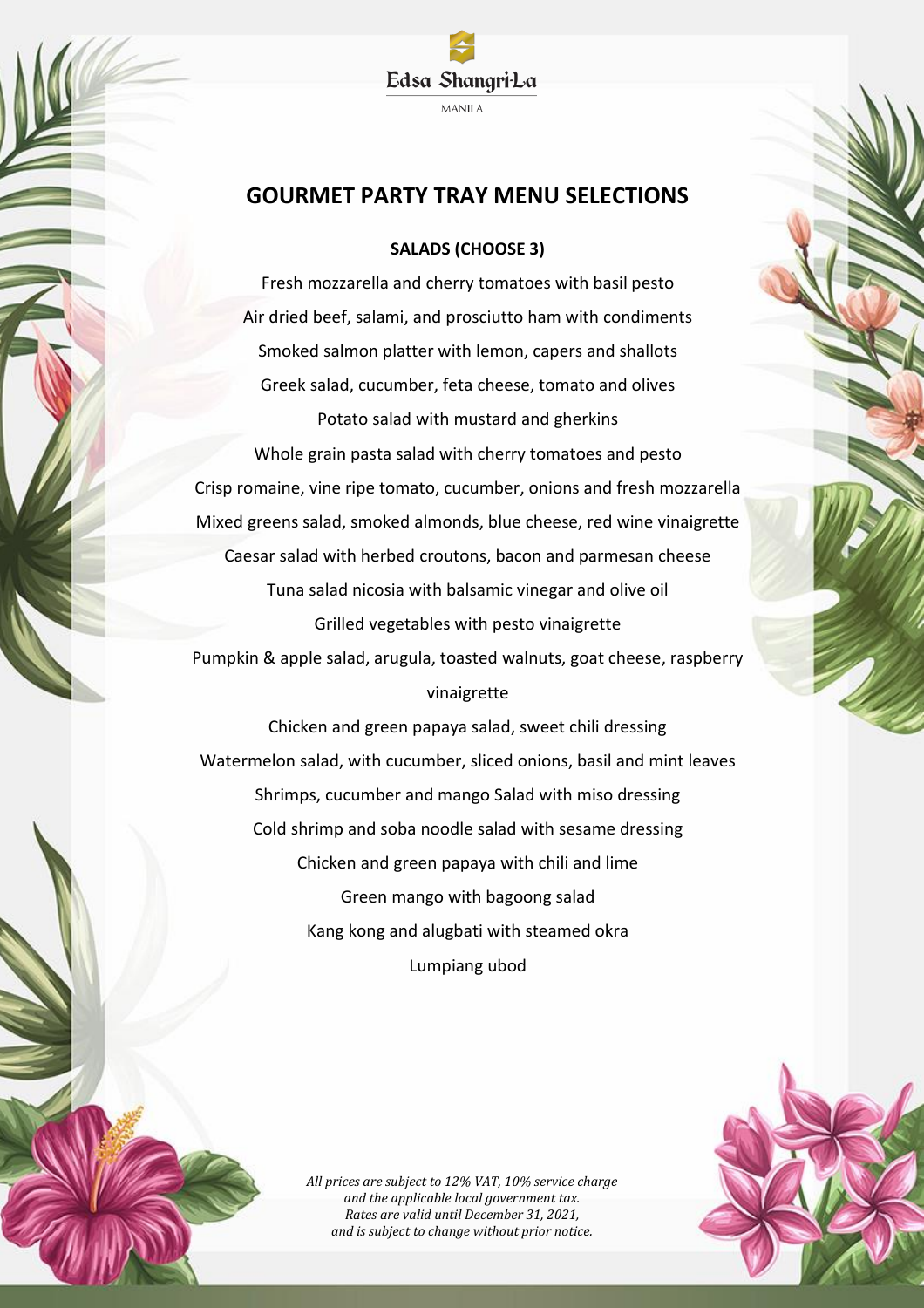Edsa Shangri-La

MANILA

# GOURMET PARTY TRAY MENU SELECTIONS

## SALADS (CHOOSE 3)

Fresh mozzarella and cherry tomatoes with basil pesto

Air dried beef, salami, and prosciutto ham with condiments

Smoked salmon platter with lemon, capers and shallots

Greek salad, cucumber, feta cheese, tomato and olives

Potato salad with mustard and gherkins

Whole grain pasta salad with cherry tomatoes and pesto

Crisp romaine, vine ripe tomato, cucumber, onions and fresh mozzarella

Mixed greens salad, smoked almonds, blue cheese, red wine vinaigrette

Caesar salad with herbed croutons, bacon and parmesan cheese

Tuna salad nicosia with balsamic vinegar and olive oil

Grilled vegetables with pesto vinaigrette

Pumpkin & apple salad, arugula, toasted walnuts, goat cheese, raspberry vinaigrette

Chicken and green papaya salad, sweet chili dressing

Watermelon salad, with cucumber, sliced onions, basil and mint leaves

Shrimps, cucumber and mango Salad with miso dressing

Cold shrimp and soba noodle salad with sesame dressing

Chicken and green papaya with chili and lime

Green mango with bagoong salad

Kang kong and alugbati with steamed okra

Lumpiang ubod

*All prices are subject to 12% VAT, 10% service charge and the applicable local government tax. Rates are valid until December 31, 2021, and is subject to change without prior notice.*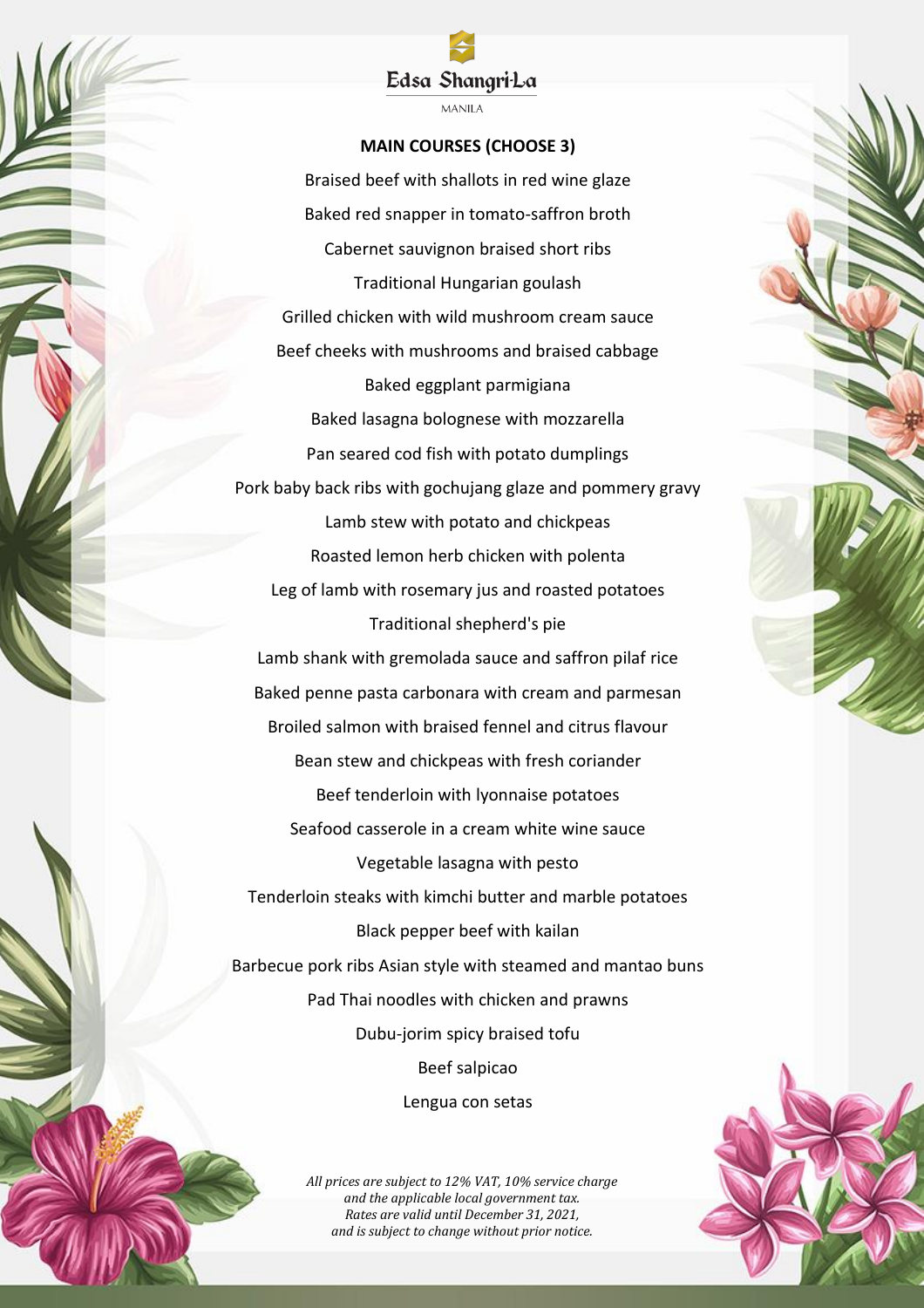Edsa Shangri-La

MANILA

**MAIN COURSES (CHOOSE 3)**

Braised beef with shallots in red wine glaze

Baked red snapper in tomato-saffron broth

Cabernet sauvignon braised short ribs

Traditional Hungarian goulash

Grilled chicken with wild mushroom cream sauce

Beef cheeks with mushrooms and braised cabbage

Baked eggplant parmigiana

Baked lasagna bolognese with mozzarella

Pan seared cod fish with potato dumplings

Pork baby back ribs with gochujang glaze and pommery gravy

Lamb stew with potato and chickpeas

Roasted lemon herb chicken with polenta

Leg of lamb with rosemary jus and roasted potatoes

Traditional shepherd's pie

Lamb shank with gremolada sauce and saffron pilaf rice

Baked penne pasta carbonara with cream and parmesan

Broiled salmon with braised fennel and citrus flavour

Bean stew and chickpeas with fresh coriander

Beef tenderloin with lyonnaise potatoes

Seafood casserole in a cream white wine sauce

Vegetable lasagna with pesto

Tenderloin steaks with kimchi butter and marble potatoes

Black pepper beef with kailan

Barbecue pork ribs Asian style with steamed and mantao buns

Pad Thai noodles with chicken and prawns

Dubu-jorim spicy braised tofu

Beef salpicao

Lengua con setas

*All prices are subject to 12% VAT, 10% service charge and the applicable local government tax. Rates are valid until December 31, 2021, and is subject to change without prior notice.*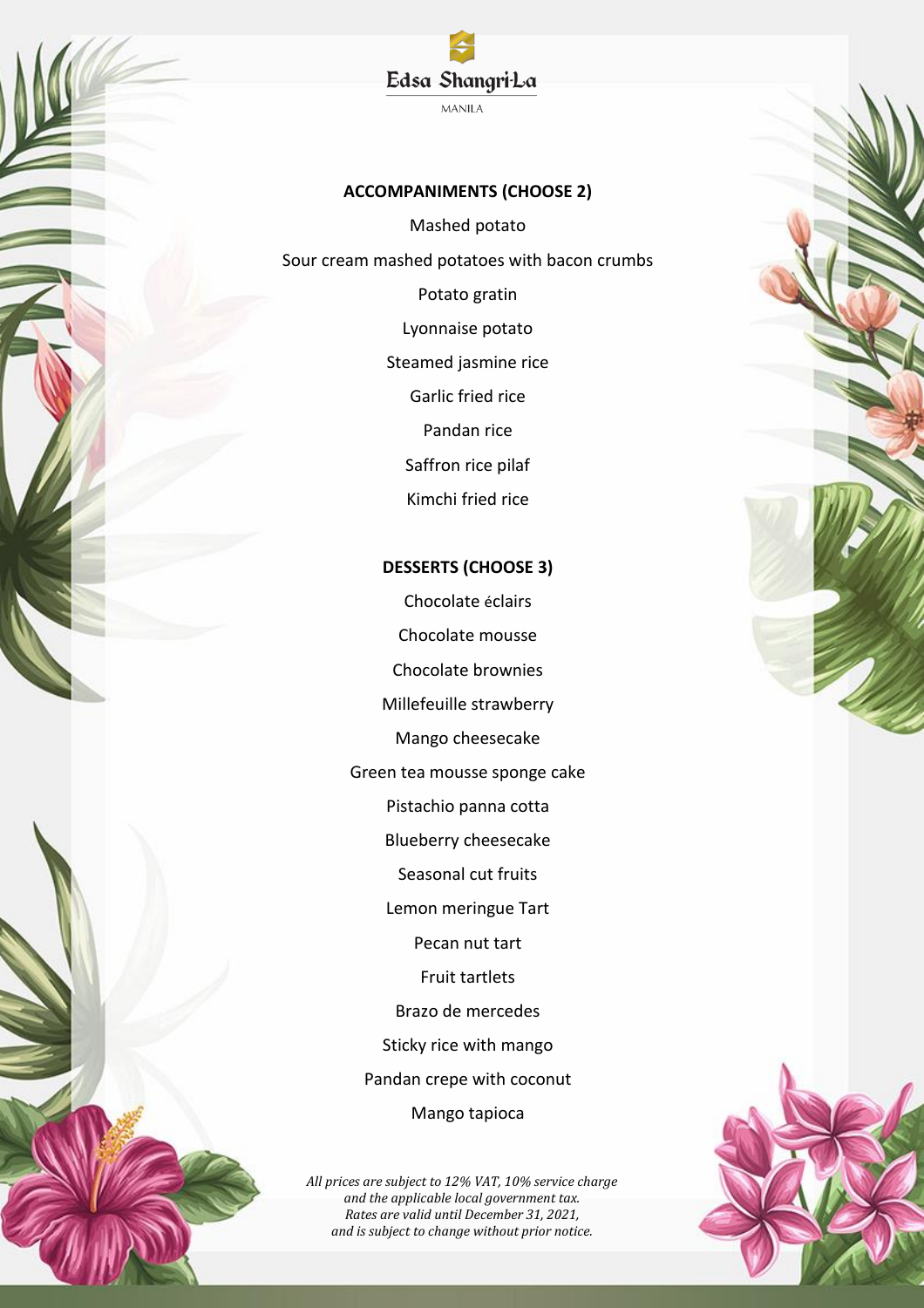Edsa Shangri-La

MANILA

## ACCOMPANIMENTS (CHOOSE 2)

Mashed potato

Sour cream mashed potatoes with bacon crumbs

Potato gratin

Lyonnaise potato

Steamed jasmine rice

Garlic fried rice

Pandan rice

Saffron rice pilaf

Kimchi fried rice

## DESSERTS (CHOOSE 3)

Chocolate éclairs

Chocolate mousse

Chocolate brownies

Millefeuille strawberry

Mango cheesecake

Green tea mousse sponge cake

Pistachio panna cotta

Blueberry cheesecake

Seasonal cut fruits

Lemon meringue Tart

Pecan nut tart

Fruit tartlets

Brazo de mercedes

Sticky rice with mango

Pandan crepe with coconut

Mango tapioca

*All prices are subject to 12% VAT, 10% service charge and the applicable local government tax. Rates are valid until December 31, 2021, and is subject to change without prior notice.*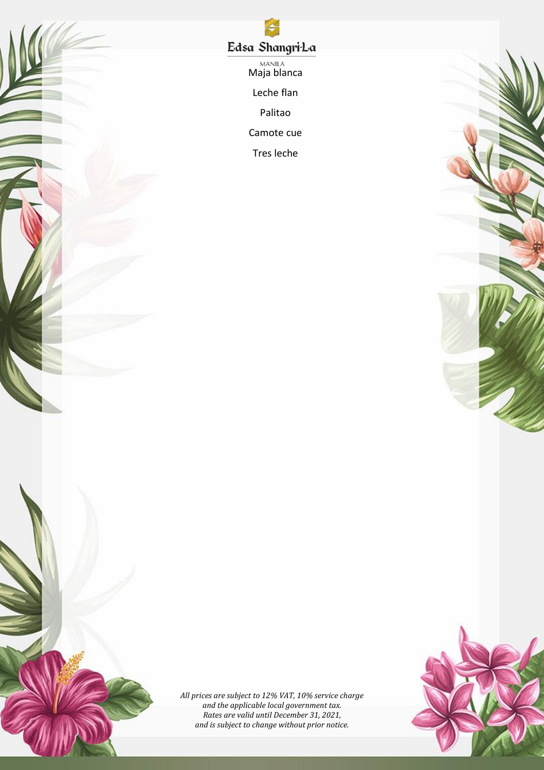Maja blanca

Leche flan

Palitao

Camote cue

Tres leche

*All prices are subject to 12% VAT, 10% service charge and the applicable local government tax. Rates are valid until December 31, 2021, and is subject to change without prior notice.*